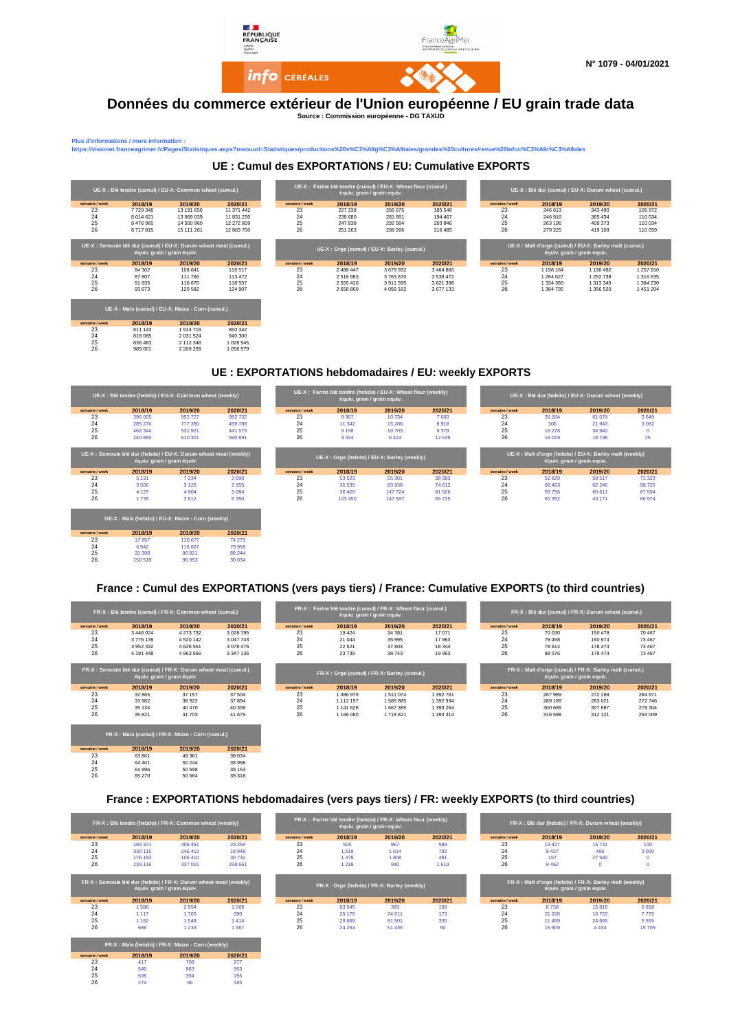N° 1079 - 04/01/2021

# Données du commerce extérieur de l'Union européenne / EU grain trade data

**Source : Commission européenne - DG TAXUD**

**Plus d'informations / more information :**
https://visionet.franceagrimer.fr/Pages/Statistiques.aspx?menuurl=Statistiques/productions%20v%C3%A9g%C3%A9tales/grandes%20cultures/revue%20Infoc%C3%A9r%C3%A9ales

## UE : Cumul des EXPORTATIONS / EU: Cumulative EXPORTS

**UE-X : Blé tendre (cumul) / EU-X: Common wheat (cumul.)**

| semaine / week | 2018/19 | 2019/20 | 2020/21 |
|---|---|---|---|
| 23 | 7 729 346 | 13 191 650 | 11 371 442 |
| 24 | 8 014 621 | 13 969 039 | 11 831 230 |
| 25 | 8 476 965 | 14 500 960 | 12 272 809 |
| 26 | 8 717 815 | 15 111 261 | 12 863 700 |

**UE-X : Farine blé tendre (cumul) / EU-X: Wheat flour (cumul.) équiv. grain / grain equiv.**

| semaine / week | 2018/19 | 2019/20 | 2020/21 |
|---|---|---|---|
| 23 | 227 338 | 266 675 | 185 548 |
| 24 | 238 680 | 281 881 | 194 467 |
| 25 | 247 838 | 292 584 | 203 846 |
| 26 | 251 263 | 298 996 | 216 485 |

**UE-X : Blé dur (cumul) / EU-X: Durum wheat (cumul.)**

| semaine / week | 2018/19 | 2019/20 | 2020/21 |
|---|---|---|---|
| 23 | 246 613 | 343 490 | 106 972 |
| 24 | 246 918 | 365 434 | 110 034 |
| 25 | 263 196 | 400 373 | 110 034 |
| 26 | 279 225 | 419 109 | 110 059 |

**UE-X : Semoule blé dur (cumul) / EU-X: Durum wheat meal (cumul.) équiv. grain / grain équiv.**

| semaine / week | 2018/19 | 2019/20 | 2020/21 |
|---|---|---|---|
| 23 | 84 302 | 108 641 | 110 517 |
| 24 | 87 807 | 111 766 | 113 472 |
| 25 | 91 935 | 116 670 | 118 557 |
| 26 | 93 673 | 120 582 | 124 907 |

**UE-X : Orge (cumul) / EU-X: Barley (cumul.)**

| semaine / week | 2018/19 | 2019/20 | 2020/21 |
|---|---|---|---|
| 23 | 2 488 447 | 3 679 932 | 3 464 860 |
| 24 | 2 518 983 | 3 763 870 | 3 539 472 |
| 25 | 2 555 410 | 3 911 595 | 3 621 398 |
| 26 | 2 658 860 | 4 059 182 | 3 677 133 |

**UE-X : Malt d'orge (cumul) / EU-X: Barley malt (cumul.) équiv. grain / grain équiv.**

| semaine / week | 2018/19 | 2019/20 | 2020/21 |
|---|---|---|---|
| 23 | 1 198 164 | 1 190 492 | 1 257 910 |
| 24 | 1 264 627 | 1 252 738 | 1 316 635 |
| 25 | 1 324 383 | 1 313 349 | 1 384 230 |
| 26 | 1 384 735 | 1 356 520 | 1 451 204 |

**UE-X : Maïs (cumul) / EU-X: Maize - Corn (cumul.)**

| semaine / week | 2018/19 | 2019/20 | 2020/21 |
|---|---|---|---|
| 23 | 811 143 | 1 914 718 | 860 342 |
| 24 | 818 085 | 2 031 524 | 940 300 |
| 25 | 838 483 | 2 112 346 | 1 028 545 |
| 26 | 989 001 | 2 209 299 | 1 058 579 |

## UE : EXPORTATIONS hebdomadaires / EU: weekly EXPORTS

**UE-X : Blé tendre (hebdo) / EU-X: Common wheat (weekly)**

| semaine / week | 2018/19 | 2019/20 | 2020/21 |
|---|---|---|---|
| 23 | 396 005 | 952 727 | 982 732 |
| 24 | 285 276 | 777 390 | 459 788 |
| 25 | 462 344 | 531 921 | 441 579 |
| 26 | 240 850 | 610 301 | 590 891 |

**UE-X : Farine blé tendre (hebdo) / EU-X: Wheat flour (weekly) équiv. grain / grain equiv.**

| semaine / week | 2018/19 | 2019/20 | 2020/21 |
|---|---|---|---|
| 23 | 9 907 | 10 734 | 7 660 |
| 24 | 11 342 | 15 206 | 8 918 |
| 25 | 9 158 | 10 703 | 9 379 |
| 26 | 3 424 | 6 413 | 12 639 |

**UE-X : Blé dur (hebdo) / EU-X: Durum wheat (weekly)**

| semaine / week | 2018/19 | 2019/20 | 2020/21 |
|---|---|---|---|
| 23 | 35 284 | 61 079 | 5 649 |
| 24 | 306 | 21 943 | 3 062 |
| 25 | 16 278 | 34 940 | 0 |
| 26 | 16 029 | 18 736 | 25 |

**UE-X : Semoule blé dur (hebdo) / EU-X: Durum wheat meal (weekly) équiv. grain / grain équiv.**

| semaine / week | 2018/19 | 2019/20 | 2020/21 |
|---|---|---|---|
| 23 | 5 131 | 7 234 | 2 696 |
| 24 | 3 506 | 3 125 | 2 955 |
| 25 | 4 127 | 4 904 | 5 084 |
| 26 | 1 739 | 3 912 | 6 350 |

**UE-X : Orge (hebdo) / EU-X: Barley (weekly)**

| semaine / week | 2018/19 | 2019/20 | 2020/21 |
|---|---|---|---|
| 23 | 53 523 | 55 301 | 38 383 |
| 24 | 30 535 | 83 938 | 74 612 |
| 25 | 36 428 | 147 724 | 81 926 |
| 26 | 103 450 | 147 587 | 55 735 |

**UE-X : Malt d'orge (hebdo) / EU-X: Barley malt (weekly) équiv. grain / grain équiv.**

| semaine / week | 2018/19 | 2019/20 | 2020/21 |
|---|---|---|---|
| 23 | 52 820 | 58 517 | 71 323 |
| 24 | 66 463 | 62 246 | 58 725 |
| 25 | 59 756 | 60 611 | 67 594 |
| 26 | 60 352 | 43 171 | 66 974 |

**UE-X : Maïs (hebdo) / EU-X: Maize - Corn (weekly)**

| semaine / week | 2018/19 | 2019/20 | 2020/21 |
|---|---|---|---|
| 23 | 17 957 | 110 677 | 74 273 |
| 24 | 6 942 | 116 807 | 79 958 |
| 25 | 20 398 | 80 821 | 88 244 |
| 26 | 150 518 | 96 953 | 30 034 |

## France : Cumul des EXPORTATIONS (vers pays tiers) / France: Cumulative EXPORTS (to third countries)

**FR-X : Blé tendre (cumul) / FR-X: Common wheat (cumul.)**

| semaine / week | 2018/19 | 2019/20 | 2020/21 |
|---|---|---|---|
| 23 | 3 446 024 | 4 273 732 | 3 028 795 |
| 24 | 3 776 139 | 4 520 142 | 3 047 743 |
| 25 | 3 952 332 | 4 626 551 | 3 078 476 |
| 26 | 4 191 448 | 4 963 566 | 3 347 136 |

**FR-X : Farine blé tendre (cumul) / FR-X: Wheat flour (cumul.) équiv. grain / grain equiv.**

| semaine / week | 2018/19 | 2019/20 | 2020/21 |
|---|---|---|---|
| 23 | 19 424 | 34 381 | 17 071 |
| 24 | 21 044 | 35 995 | 17 863 |
| 25 | 22 521 | 37 803 | 18 344 |
| 26 | 23 739 | 38 743 | 19 963 |

**FR-X : Blé dur (cumul) / FR-X: Durum wheat (cumul.)**

| semaine / week | 2018/19 | 2019/20 | 2020/21 |
|---|---|---|---|
| 23 | 70 030 | 150 478 | 70 467 |
| 24 | 78 458 | 150 974 | 73 467 |
| 25 | 78 614 | 178 474 | 73 467 |
| 26 | 88 076 | 178 474 | 73 467 |

**FR-X : Semoule blé dur (cumul) / FR-X: Durum wheat meal (cumul.) équiv. grain / grain équiv.**

| semaine / week | 2018/19 | 2019/20 | 2020/21 |
|---|---|---|---|
| 23 | 32 865 | 37 157 | 37 504 |
| 24 | 33 982 | 38 922 | 37 894 |
| 25 | 35 134 | 40 470 | 40 308 |
| 26 | 35 821 | 41 703 | 41 675 |

**FR-X : Orge (cumul) / FR-X: Barley (cumul.)**

| semaine / week | 2018/19 | 2019/20 | 2020/21 |
|---|---|---|---|
| 23 | 1 086 979 | 1 511 074 | 1 392 761 |
| 24 | 1 112 157 | 1 585 885 | 1 392 934 |
| 25 | 1 141 826 | 1 667 385 | 1 393 264 |
| 26 | 1 166 080 | 1 718 821 | 1 393 314 |

**FR-X : Malt d'orge (cumul) / FR-X: Barley malt (cumul.) équiv. grain / grain équiv.**

| semaine / week | 2018/19 | 2019/20 | 2020/21 |
|---|---|---|---|
| 23 | 267 989 | 272 268 | 264 971 |
| 24 | 289 189 | 283 021 | 272 746 |
| 25 | 300 689 | 307 687 | 278 304 |
| 26 | 316 598 | 312 121 | 294 009 |

**FR-X : Maïs (cumul) / FR-X: Maize - Corn (cumul.)**

| semaine / week | 2018/19 | 2019/20 | 2020/21 |
|---|---|---|---|
| 23 | 63 861 | 49 381 | 38 034 |
| 24 | 64 401 | 50 244 | 38 998 |
| 25 | 64 996 | 50 598 | 39 153 |
| 26 | 65 270 | 50 664 | 39 318 |

## France : EXPORTATIONS hebdomadaires (vers pays tiers) / FR: weekly EXPORTS (to third countries)

**FR-X : Blé tendre (hebdo) / FR-X: Common wheat (weekly)**

| semaine / week | 2018/19 | 2019/20 | 2020/21 |
|---|---|---|---|
| 23 | 180 371 | 405 451 | 29 294 |
| 24 | 330 115 | 246 410 | 18 948 |
| 25 | 176 193 | 106 410 | 30 732 |
| 26 | 239 116 | 337 015 | 268 661 |

**FR-X : Farine blé tendre (hebdo) / FR-X: Wheat flour (weekly) équiv. grain / grain equiv.**

| semaine / week | 2018/19 | 2019/20 | 2020/21 |
|---|---|---|---|
| 23 | 825 | 867 | 589 |
| 24 | 1 619 | 1 614 | 792 |
| 25 | 1 478 | 1 808 | 481 |
| 26 | 1 218 | 940 | 1 619 |

**FR-X : Blé dur (hebdo) / FR-X: Durum wheat (weekly)**

| semaine / week | 2018/19 | 2019/20 | 2020/21 |
|---|---|---|---|
| 23 | 13 427 | 18 731 | 100 |
| 24 | 8 427 | 496 | 3 000 |
| 25 | 157 | 27 500 | 0 |
| 26 | 9 462 | 0 | 0 |

**FR-X : Semoule blé dur (hebdo) / FR-X: Durum wheat meal (weekly) équiv. grain / grain équiv.**

| semaine / week | 2018/19 | 2019/20 | 2020/21 |
|---|---|---|---|
| 23 | 1 588 | 2 954 | 1 069 |
| 24 | 1 117 | 1 765 | 390 |
| 25 | 1 152 | 1 548 | 2 414 |
| 26 | 686 | 1 233 | 1 367 |

**FR-X : Orge (hebdo) / FR-X: Barley (weekly)**

| semaine / week | 2018/19 | 2019/20 | 2020/21 |
|---|---|---|---|
| 23 | 83 545 | 369 | 199 |
| 24 | 25 179 | 74 811 | 173 |
| 25 | 29 669 | 81 501 | 330 |
| 26 | 24 254 | 51 435 | 50 |

**FR-X : Malt d'orge (hebdo) / FR-X: Barley malt (weekly) équiv. grain / grain équiv.**

| semaine / week | 2018/19 | 2019/20 | 2020/21 |
|---|---|---|---|
| 23 | 8 758 | 15 818 | 5 658 |
| 24 | 21 200 | 10 753 | 7 775 |
| 25 | 11 499 | 24 665 | 5 559 |
| 26 | 15 909 | 4 434 | 15 705 |

**FR-X : Maïs (hebdo) / FR-X: Maize - Corn (weekly)**

| semaine / week | 2018/19 | 2019/20 | 2020/21 |
|---|---|---|---|
| 23 | 417 | 706 | 277 |
| 24 | 540 | 863 | 963 |
| 25 | 595 | 354 | 155 |
| 26 | 274 | 66 | 165 |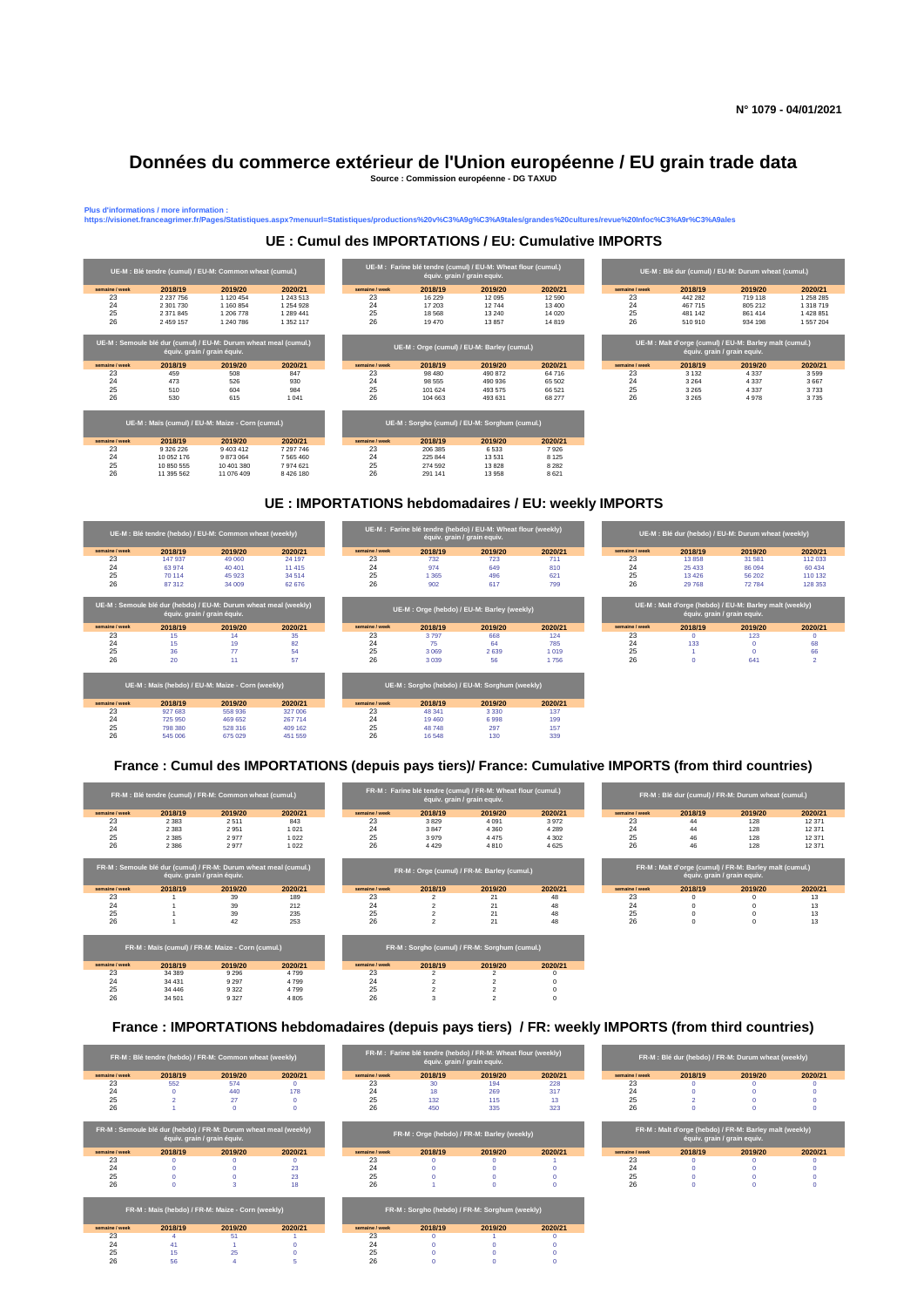N° 1079 - 04/01/2021

# Données du commerce extérieur de l'Union européenne / EU grain trade data

**Source : Commission européenne - DG TAXUD**

Plus d'informations / more information :
https://visionet.franceagrimer.fr/Pages/Statistiques.aspx?menuurl=Statistiques/productions%20v%C3%A9g%C3%A9tales/grandes%20cultures/revue%20Infoc%C3%A9r%C3%A9ales

## UE : Cumul des IMPORTATIONS / EU: Cumulative IMPORTS

| UE-M : Blé tendre (cumul) / EU-M: Common wheat (cumul.) | | | |
|---|---|---|---|
| semaine / week | 2018/19 | 2019/20 | 2020/21 |
| 23 | 2 237 756 | 1 120 454 | 1 243 513 |
| 24 | 2 301 730 | 1 160 854 | 1 254 928 |
| 25 | 2 371 845 | 1 206 778 | 1 289 441 |
| 26 | 2 459 157 | 1 240 786 | 1 352 117 |

| UE-M : Farine blé tendre (cumul) / EU-M: Wheat flour (cumul.) équiv. grain / grain equiv. | | | |
|---|---|---|---|
| semaine / week | 2018/19 | 2019/20 | 2020/21 |
| 23 | 16 229 | 12 095 | 12 590 |
| 24 | 17 203 | 12 744 | 13 400 |
| 25 | 18 568 | 13 240 | 14 020 |
| 26 | 19 470 | 13 857 | 14 819 |

| UE-M : Blé dur (cumul) / EU-M: Durum wheat (cumul.) | | | |
|---|---|---|---|
| semaine / week | 2018/19 | 2019/20 | 2020/21 |
| 23 | 442 282 | 719 118 | 1 258 285 |
| 24 | 467 715 | 805 212 | 1 318 719 |
| 25 | 481 142 | 861 414 | 1 428 851 |
| 26 | 510 910 | 934 198 | 1 557 204 |

| UE-M : Semoule blé dur (cumul) / EU-M: Durum wheat meal (cumul.) équiv. grain / grain equiv. | | | |
|---|---|---|---|
| semaine / week | 2018/19 | 2019/20 | 2020/21 |
| 23 | 459 | 508 | 847 |
| 24 | 473 | 526 | 930 |
| 25 | 510 | 604 | 984 |
| 26 | 530 | 615 | 1 041 |

| UE-M : Orge (cumul) / EU-M: Barley (cumul.) | | | |
|---|---|---|---|
| semaine / week | 2018/19 | 2019/20 | 2020/21 |
| 23 | 98 480 | 490 872 | 64 716 |
| 24 | 98 555 | 490 936 | 65 502 |
| 25 | 101 624 | 493 575 | 66 521 |
| 26 | 104 663 | 493 631 | 68 277 |

| UE-M : Malt d'orge (cumul) / EU-M: Barley malt (cumul.) équiv. grain / grain equiv. | | | |
|---|---|---|---|
| semaine / week | 2018/19 | 2019/20 | 2020/21 |
| 23 | 3 132 | 4 337 | 3 599 |
| 24 | 3 264 | 4 337 | 3 667 |
| 25 | 3 265 | 4 337 | 3 733 |
| 26 | 3 265 | 4 978 | 3 735 |

| UE-M : Maïs (cumul) / EU-M: Maize - Corn (cumul.) | | | |
|---|---|---|---|
| semaine / week | 2018/19 | 2019/20 | 2020/21 |
| 23 | 9 326 226 | 9 403 412 | 7 297 746 |
| 24 | 10 052 176 | 9 873 064 | 7 565 460 |
| 25 | 10 850 555 | 10 401 380 | 7 974 621 |
| 26 | 11 395 562 | 11 076 409 | 8 426 180 |

| UE-M : Sorgho (cumul) / EU-M: Sorghum (cumul.) | | | |
|---|---|---|---|
| semaine / week | 2018/19 | 2019/20 | 2020/21 |
| 23 | 206 385 | 6 533 | 7 926 |
| 24 | 225 844 | 13 531 | 8 125 |
| 25 | 274 592 | 13 828 | 8 282 |
| 26 | 291 141 | 13 958 | 8 621 |

## UE : IMPORTATIONS hebdomadaires / EU: weekly IMPORTS

| UE-M : Blé tendre (hebdo) / EU-M: Common wheat (weekly) | | | |
|---|---|---|---|
| semaine / week | 2018/19 | 2019/20 | 2020/21 |
| 23 | 147 937 | 49 060 | 24 197 |
| 24 | 63 974 | 40 401 | 11 415 |
| 25 | 70 114 | 45 923 | 34 514 |
| 26 | 87 312 | 34 009 | 62 676 |

| UE-M : Farine blé tendre (hebdo) / EU-M: Wheat flour (weekly) équiv. grain / grain equiv. | | | |
|---|---|---|---|
| semaine / week | 2018/19 | 2019/20 | 2020/21 |
| 23 | 732 | 723 | 711 |
| 24 | 974 | 649 | 810 |
| 25 | 1 365 | 496 | 621 |
| 26 | 902 | 617 | 799 |

| UE-M : Blé dur (hebdo) / EU-M: Durum wheat (weekly) | | | |
|---|---|---|---|
| semaine / week | 2018/19 | 2019/20 | 2020/21 |
| 23 | 13 858 | 31 581 | 112 033 |
| 24 | 25 433 | 86 094 | 60 434 |
| 25 | 13 426 | 56 202 | 110 132 |
| 26 | 29 768 | 72 784 | 128 353 |

| UE-M : Semoule blé dur (hebdo) / EU-M: Durum wheat meal (weekly) équiv. grain / grain equiv. | | | |
|---|---|---|---|
| semaine / week | 2018/19 | 2019/20 | 2020/21 |
| 23 | 15 | 14 | 35 |
| 24 | 15 | 19 | 82 |
| 25 | 36 | 77 | 54 |
| 26 | 20 | 11 | 57 |

| UE-M : Orge (hebdo) / EU-M: Barley (weekly) | | | |
|---|---|---|---|
| semaine / week | 2018/19 | 2019/20 | 2020/21 |
| 23 | 3 797 | 668 | 124 |
| 24 | 75 | 64 | 785 |
| 25 | 3 069 | 2 639 | 1 019 |
| 26 | 3 039 | 56 | 1 756 |

| UE-M : Malt d'orge (hebdo) / EU-M: Barley malt (weekly) équiv. grain / grain equiv. | | | |
|---|---|---|---|
| semaine / week | 2018/19 | 2019/20 | 2020/21 |
| 23 | 0 | 123 | 0 |
| 24 | 133 | 0 | 68 |
| 25 | 1 | 0 | 66 |
| 26 | 0 | 641 | 2 |

| UE-M : Maïs (hebdo) / EU-M: Maize - Corn (weekly) | | | |
|---|---|---|---|
| semaine / week | 2018/19 | 2019/20 | 2020/21 |
| 23 | 927 683 | 558 936 | 327 006 |
| 24 | 725 950 | 469 652 | 267 714 |
| 25 | 798 380 | 528 316 | 409 162 |
| 26 | 545 006 | 675 029 | 451 559 |

| UE-M : Sorgho (hebdo) / EU-M: Sorghum (weekly) | | | |
|---|---|---|---|
| semaine / week | 2018/19 | 2019/20 | 2020/21 |
| 23 | 48 341 | 3 330 | 137 |
| 24 | 19 460 | 6 998 | 199 |
| 25 | 48 748 | 297 | 157 |
| 26 | 16 548 | 130 | 339 |

## France : Cumul des IMPORTATIONS (depuis pays tiers)/ France: Cumulative IMPORTS (from third countries)

| FR-M : Blé tendre (cumul) / FR-M: Common wheat (cumul.) | | | |
|---|---|---|---|
| semaine / week | 2018/19 | 2019/20 | 2020/21 |
| 23 | 2 383 | 2 511 | 843 |
| 24 | 2 383 | 2 951 | 1 021 |
| 25 | 2 385 | 2 977 | 1 022 |
| 26 | 2 386 | 2 977 | 1 022 |

| FR-M : Farine blé tendre (cumul) / FR-M: Wheat flour (cumul.) équiv. grain / grain equiv. | | | |
|---|---|---|---|
| semaine / week | 2018/19 | 2019/20 | 2020/21 |
| 23 | 3 829 | 4 091 | 3 972 |
| 24 | 3 847 | 4 360 | 4 289 |
| 25 | 3 979 | 4 475 | 4 302 |
| 26 | 4 429 | 4 810 | 4 625 |

| FR-M : Blé dur (cumul) / FR-M: Durum wheat (cumul.) | | | |
|---|---|---|---|
| semaine / week | 2018/19 | 2019/20 | 2020/21 |
| 23 | 44 | 128 | 12 371 |
| 24 | 44 | 128 | 12 371 |
| 25 | 46 | 128 | 12 371 |
| 26 | 46 | 128 | 12 371 |

| FR-M : Semoule blé dur (cumul) / FR-M: Durum wheat meal (cumul.) équiv. grain / grain equiv. | | | |
|---|---|---|---|
| semaine / week | 2018/19 | 2019/20 | 2020/21 |
| 23 | 1 | 39 | 189 |
| 24 | 1 | 39 | 212 |
| 25 | 1 | 39 | 235 |
| 26 | 1 | 42 | 253 |

| FR-M : Orge (cumul) / FR-M: Barley (cumul.) | | | |
|---|---|---|---|
| semaine / week | 2018/19 | 2019/20 | 2020/21 |
| 23 | 2 | 21 | 48 |
| 24 | 2 | 21 | 48 |
| 25 | 2 | 21 | 48 |
| 26 | 2 | 21 | 48 |

| FR-M : Malt d'orge (cumul) / FR-M: Barley malt (cumul.) équiv. grain / grain equiv. | | | |
|---|---|---|---|
| semaine / week | 2018/19 | 2019/20 | 2020/21 |
| 23 | 0 | 0 | 13 |
| 24 | 0 | 0 | 13 |
| 25 | 0 | 0 | 13 |
| 26 | 0 | 0 | 13 |

| FR-M : Maïs (cumul) / FR-M: Maize - Corn (cumul.) | | | |
|---|---|---|---|
| semaine / week | 2018/19 | 2019/20 | 2020/21 |
| 23 | 34 389 | 9 296 | 4 799 |
| 24 | 34 431 | 9 297 | 4 799 |
| 25 | 34 446 | 9 322 | 4 799 |
| 26 | 34 501 | 9 327 | 4 805 |

| FR-M : Sorgho (cumul) / FR-M: Sorghum (cumul.) | | | |
|---|---|---|---|
| semaine / week | 2018/19 | 2019/20 | 2020/21 |
| 23 | 2 | 2 | 0 |
| 24 | 2 | 2 | 0 |
| 25 | 2 | 2 | 0 |
| 26 | 3 | 2 | 0 |

## France : IMPORTATIONS hebdomadaires (depuis pays tiers) / FR: weekly IMPORTS (from third countries)

| FR-M : Blé tendre (hebdo) / FR-M: Common wheat (weekly) | | | |
|---|---|---|---|
| semaine / week | 2018/19 | 2019/20 | 2020/21 |
| 23 | 552 | 574 | 0 |
| 24 | 0 | 440 | 178 |
| 25 | 2 | 27 | 0 |
| 26 | 1 | 0 | 0 |

| FR-M : Farine blé tendre (hebdo) / FR-M: Wheat flour (weekly) équiv. grain / grain equiv. | | | |
|---|---|---|---|
| semaine / week | 2018/19 | 2019/20 | 2020/21 |
| 23 | 30 | 194 | 228 |
| 24 | 18 | 269 | 317 |
| 25 | 132 | 115 | 13 |
| 26 | 450 | 335 | 323 |

| FR-M : Blé dur (hebdo) / FR-M: Durum wheat (weekly) | | | |
|---|---|---|---|
| semaine / week | 2018/19 | 2019/20 | 2020/21 |
| 23 | 0 | 0 | 0 |
| 24 | 0 | 0 | 0 |
| 25 | 2 | 0 | 0 |
| 26 | 0 | 0 | 0 |

| FR-M : Semoule blé dur (hebdo) / FR-M: Durum wheat meal (weekly) équiv. grain / grain equiv. | | | |
|---|---|---|---|
| semaine / week | 2018/19 | 2019/20 | 2020/21 |
| 23 | 0 | 0 | 0 |
| 24 | 0 | 0 | 23 |
| 25 | 0 | 0 | 23 |
| 26 | 0 | 3 | 18 |

| FR-M : Orge (hebdo) / FR-M: Barley (weekly) | | | |
|---|---|---|---|
| semaine / week | 2018/19 | 2019/20 | 2020/21 |
| 23 | 0 | 0 | 1 |
| 24 | 0 | 0 | 0 |
| 25 | 0 | 0 | 0 |
| 26 | 1 | 0 | 0 |

| FR-M : Malt d'orge (hebdo) / FR-M: Barley malt (weekly) équiv. grain / grain equiv. | | | |
|---|---|---|---|
| semaine / week | 2018/19 | 2019/20 | 2020/21 |
| 23 | 0 | 0 | 0 |
| 24 | 0 | 0 | 0 |
| 25 | 0 | 0 | 0 |
| 26 | 0 | 0 | 0 |

| FR-M : Maïs (hebdo) / FR-M: Maize - Corn (weekly) | | | |
|---|---|---|---|
| semaine / week | 2018/19 | 2019/20 | 2020/21 |
| 23 | 4 | 51 | 1 |
| 24 | 41 | 1 | 0 |
| 25 | 15 | 25 | 0 |
| 26 | 56 | 4 | 5 |

| FR-M : Sorgho (hebdo) / FR-M: Sorghum (weekly) | | | |
|---|---|---|---|
| semaine / week | 2018/19 | 2019/20 | 2020/21 |
| 23 | 0 | 1 | 0 |
| 24 | 0 | 0 | 0 |
| 25 | 0 | 0 | 0 |
| 26 | 0 | 0 | 0 |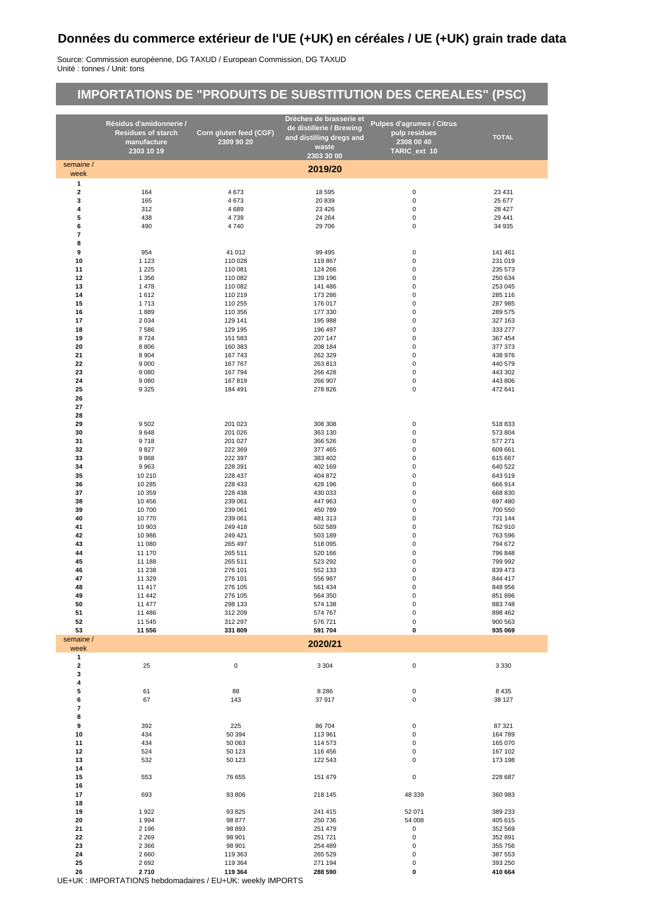# Données du commerce extérieur de l'UE (+UK) en céréales / UE (+UK) grain trade data

Source: Commission européenne, DG TAXUD / European Commission, DG TAXUD
Unité : tonnes / Unit: tons

## IMPORTATIONS DE "PRODUITS DE SUBSTITUTION DES CEREALES" (PSC)

| semaine / week | Résidus d'amidonnerie / Residues of starch manufacture 2303 10 19 | Corn gluten feed (CGF) 2309 90 20 | Drèches de brasserie et de distillerie / Brewing and distilling dregs and waste 2303 30 00 | Pulpes d'agrumes / Citrus pulp residues 2308 00 40 TARIC_ext 10 | TOTAL |
|---|---|---|---|---|---|
| **2019/20** | | | | | |
| **1** | | | | | |
| **2** | 164 | 4 673 | 18 595 | 0 | 23 431 |
| **3** | 165 | 4 673 | 20 839 | 0 | 25 677 |
| **4** | 312 | 4 689 | 23 426 | 0 | 28 427 |
| **5** | 438 | 4 739 | 24 264 | 0 | 29 441 |
| **6** | 490 | 4 740 | 29 706 | 0 | 34 935 |
| **7** | | | | | |
| **8** | | | | | |
| **9** | 954 | 41 012 | 99 495 | 0 | 141 461 |
| **10** | 1 123 | 110 028 | 119 867 | 0 | 231 019 |
| **11** | 1 225 | 110 081 | 124 266 | 0 | 235 573 |
| **12** | 1 356 | 110 082 | 139 196 | 0 | 250 634 |
| **13** | 1 478 | 110 082 | 141 486 | 0 | 253 045 |
| **14** | 1 612 | 110 219 | 173 286 | 0 | 285 116 |
| **15** | 1 713 | 110 255 | 176 017 | 0 | 287 985 |
| **16** | 1 889 | 110 356 | 177 330 | 0 | 289 575 |
| **17** | 2 034 | 129 141 | 195 988 | 0 | 327 163 |
| **18** | 7 586 | 129 195 | 196 497 | 0 | 333 277 |
| **19** | 8 724 | 151 583 | 207 147 | 0 | 367 454 |
| **20** | 8 806 | 160 383 | 208 184 | 0 | 377 373 |
| **21** | 8 904 | 167 743 | 262 329 | 0 | 438 976 |
| **22** | 9 000 | 167 767 | 263 813 | 0 | 440 579 |
| **23** | 9 080 | 167 794 | 266 428 | 0 | 443 302 |
| **24** | 9 080 | 167 819 | 266 907 | 0 | 443 806 |
| **25** | 9 325 | 184 491 | 278 826 | 0 | 472 641 |
| **26** | | | | | |
| **27** | | | | | |
| **28** | | | | | |
| **29** | 9 502 | 201 023 | 308 308 | 0 | 518 833 |
| **30** | 9 648 | 201 026 | 363 130 | 0 | 573 804 |
| **31** | 9 718 | 201 027 | 366 526 | 0 | 577 271 |
| **32** | 9 827 | 222 369 | 377 465 | 0 | 609 661 |
| **33** | 9 868 | 222 397 | 383 402 | 0 | 615 667 |
| **34** | 9 963 | 228 391 | 402 169 | 0 | 640 522 |
| **35** | 10 210 | 228 437 | 404 872 | 0 | 643 519 |
| **36** | 10 285 | 228 433 | 428 196 | 0 | 666 914 |
| **37** | 10 359 | 228 438 | 430 033 | 0 | 668 830 |
| **38** | 10 456 | 239 061 | 447 963 | 0 | 697 480 |
| **39** | 10 700 | 239 061 | 450 789 | 0 | 700 550 |
| **40** | 10 770 | 239 061 | 481 313 | 0 | 731 144 |
| **41** | 10 903 | 249 418 | 502 589 | 0 | 762 910 |
| **42** | 10 986 | 249 421 | 503 189 | 0 | 763 596 |
| **43** | 11 080 | 265 497 | 518 095 | 0 | 794 672 |
| **44** | 11 170 | 265 511 | 520 166 | 0 | 796 848 |
| **45** | 11 188 | 265 511 | 523 292 | 0 | 799 992 |
| **46** | 11 238 | 276 101 | 552 133 | 0 | 839 473 |
| **47** | 11 329 | 276 101 | 556 987 | 0 | 844 417 |
| **48** | 11 417 | 276 105 | 561 434 | 0 | 848 956 |
| **49** | 11 442 | 276 105 | 564 350 | 0 | 851 896 |
| **50** | 11 477 | 298 133 | 574 138 | 0 | 883 748 |
| **51** | 11 486 | 312 209 | 574 767 | 0 | 898 462 |
| **52** | 11 545 | 312 297 | 576 721 | 0 | 900 563 |
| **53** | **11 556** | **331 809** | **591 704** | **0** | **935 069** |
| **2020/21** | | | | | |
| **1** | | | | | |
| **2** | 25 | 0 | 3 304 | 0 | 3 330 |
| **3** | | | | | |
| **4** | | | | | |
| **5** | 61 | 88 | 8 286 | 0 | 8 435 |
| **6** | 67 | 143 | 37 917 | 0 | 38 127 |
| **7** | | | | | |
| **8** | | | | | |
| **9** | 392 | 225 | 86 704 | 0 | 87 321 |
| **10** | 434 | 50 394 | 113 961 | 0 | 164 789 |
| **11** | 434 | 50 063 | 114 573 | 0 | 165 070 |
| **12** | 524 | 50 123 | 116 456 | 0 | 167 102 |
| **13** | 532 | 50 123 | 122 543 | 0 | 173 198 |
| **14** | | | | | |
| **15** | 553 | 76 655 | 151 479 | 0 | 228 687 |
| **16** | | | | | |
| **17** | 693 | 93 806 | 218 145 | 48 339 | 360 983 |
| **18** | | | | | |
| **19** | 1 922 | 93 825 | 241 415 | 52 071 | 389 233 |
| **20** | 1 994 | 98 877 | 250 736 | 54 008 | 405 615 |
| **21** | 2 196 | 98 893 | 251 479 | 0 | 352 569 |
| **22** | 2 269 | 98 901 | 251 721 | 0 | 352 891 |
| **23** | 2 366 | 98 901 | 254 489 | 0 | 355 756 |
| **24** | 2 660 | 119 363 | 265 529 | 0 | 387 553 |
| **25** | 2 692 | 119 364 | 271 194 | 0 | 393 250 |
| **26** | **2 710** | **119 364** | **288 590** | **0** | **410 664** |

UE+UK : IMPORTATIONS hebdomadaires / EU+UK: weekly IMPORTS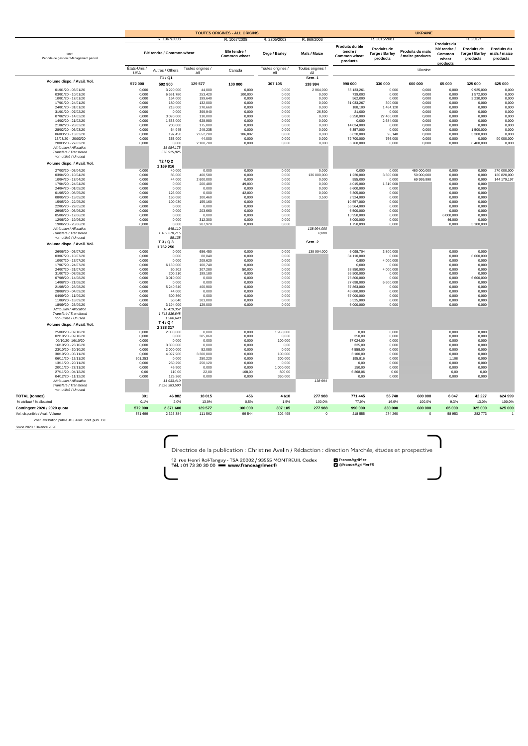| | TOUTES ORIGINES - ALL ORIGINS | | | | | | UKRAINE | | | | | |
|---|---|---|---|---|---|---|---|---|---|---|---|---|
| | R. 1067/2008 | | | R. 1067/2008 | R. 2305/2003 | R. 969/2006 | R. 2015/2081 | | | R. 2017/ | | |
| 2020 Période de gestion / Management period | Blé tendre / Common wheat | | | Blé tendre / Common wheat | Orge / Barley | Maïs / Maize | Produits du blé tendre / Common wheat products | Produits de l'orge / Barley products | Produits du maïs / maize products | Produits du blé tendre / Common wheat products | Produits de l'orge / Barley products | Produits du maïs / maize products |
| | États-Unis / USA | Autres / Others | Toutes origines / All | Canada | Toutes origines / All | Toutes origines / All | Ukraine | | | | | |
| **Volume dispo. / Avail. Vol.** | **572 000** | **T1 / Q1 592 900** | **129 577** | **100 000** | **307 105** | **Sem. 1 138 994** | **990 000** | **330 000** | **600 000** | **65 000** | **325 000** | **625 000** |
| 01/01/20 - 03/01/20 | 0,000 | 3 290,000 | 44,000 | 0,000 | 0,000 | 2 964,000 | 55 133,261 | 0,000 | 0,000 | 0,000 | 9 925,000 | 0,000 |
| 03/01/20 - 10/01/20 | 0,000 | 6 691,780 | 253,420 | 100,000 | 0,000 | 0,000 | 739,003 | 0,000 | 0,000 | 0,000 | 1 572,000 | 0,000 |
| 10/01/20 - 17/01/20 | 0,000 | 164,000 | 199,640 | 0,000 | 0,000 | 0,000 | 562,000 | 0,000 | 0,000 | 0,000 | 3 230,000 | 0,000 |
| 17/01/20 - 24/01/20 | 0,000 | 180,000 | 132,000 | 0,000 | 0,000 | 0,000 | 31 033,267 | 300,000 | 0,000 | 0,000 | 0,000 | 0,000 |
| 24/01/20 - 31/01/20 | 0,000 | 218,000 | 270,660 | 0,000 | 0,000 | 0,000 | 188,100 | 1 484,120 | 0,000 | 0,000 | 0,000 | 0,000 |
| 31/01/20 - 07/02/20 | 0,000 | 0,000 | 399,940 | 0,000 | 0,000 | 26,500 | 21,000 | 0,000 | 0,000 | 0,000 | 0,000 | 0,000 |
| 07/02/20 - 14/02/20 | 0,000 | 3 090,000 | 110,000 | 0,000 | 0,000 | 0,000 | 6 250,000 | 27 400,000 | 0,000 | 0,000 | 0,000 | 0,000 |
| 14/02/20 - 21/02/20 | 0,000 | 1 533,000 | 628,980 | 0,000 | 0,000 | 0,000 | 0,000 | 2 684,000 | 0,000 | 0,000 | 0,000 | 0,000 |
| 21/02/20 - 28/02/20 | 0,000 | 200,000 | 175,000 | 0,000 | 0,000 | 0,000 | 14 034,000 | 0,000 | 0,000 | 0,000 | 0,000 | 0,000 |
| 28/02/20 - 06/03/20 | 0,000 | 64,945 | 249,235 | 0,000 | 0,000 | 0,000 | 6 357,000 | 0,000 | 0,000 | 0,000 | 1 500,000 | 0,000 |
| 06/03/20 - 13/03/20 | 0,000 | 197,450 | 2 652,280 | 106,882 | 0,000 | 0,000 | 6 620,000 | 96,140 | 0,000 | 0,000 | 3 300,000 | 0,000 |
| 13/03/20 - 20/03/20 | 0,000 | 355,000 | 44,000 | 0,000 | 0,000 | 0,000 | 72 700,000 | 766,000 | 0,000 | 0,000 | 0,000 | 90 000,000 |
| 20/03/20 - 27/03/20 | 0,000 | 0,000 | 2 100,780 | 0,000 | 0,000 | 0,000 | 6 760,000 | 0,000 | 0,000 | 0,000 | 6 400,000 | 0,000 |
| *Attribution / Allocation* | | *15 984,175* | | | | | | | | | | |
| *Transféré / Transfered* | | *576 915,825* | | | | | | | | | | |
| *non-utilisé / Unused* | | | | | | | | | | | | |
| **Volume dispo. / Avail. Vol.** | | **T2 / Q2 1 169 816** | | | | | | | | | | |
| 27/03/20 - 03/04/20 | 0,000 | 40,000 | 0,000 | 0,000 | 0,000 | 0,000 | 0,000 | 0,000 | 480 000,000 | 0,000 | 0,000 | 270 000,000 |
| 03/04/20 - 10/04/20 | 0,000 | 85,000 | 400,580 | 0,000 | 0,000 | 136 000,000 | 1 220,000 | 3 300,000 | 50 000,000 | 0,000 | 0,000 | 120 820,000 |
| 10/04/20 - 17/04/20 | 0,000 | 44,000 | 2 600,000 | 0,000 | 0,000 | 0,000 | 555,000 | 0,000 | 69 999,998 | 0,000 | 0,000 | 144 179,197 |
| 17/04/20 - 24/04/20 | 0,000 | 0,000 | 200,480 | 49,000 | 0,000 | 0,000 | 4 015,000 | 1 310,000 | | 0,000 | 0,000 | |
| 24/04/20 - 01/05/20 | 0,000 | 0,000 | 0,000 | 0,000 | 0,000 | 0,000 | 6 600,000 | 0,000 | | 0,000 | 0,000 | |
| 01/05/20 - 08/05/20 | 0,000 | 126,000 | 0,000 | 42,000 | 0,000 | 0,000 | 6 305,000 | 0,000 | | 0,000 | 0,000 | |
| 08/05/20 - 15/05/20 | 0,000 | 150,080 | 100,460 | 0,000 | 0,000 | 3,500 | 2 924,000 | 0,000 | | 0,000 | 0,000 | |
| 15/05/20 - 22/05/20 | 0,000 | 100,030 | 155,160 | 0,000 | 0,000 | | 10 557,000 | 0,000 | | 0,000 | 0,000 | |
| 22/05/20 - 29/05/20 | 0,000 | 0,000 | 0,000 | 0,000 | 0,000 | | 56 564,000 | 0,000 | | 0,000 | 0,000 | |
| 29/05/20 - 05/06/20 | 0,000 | 0,000 | 203,660 | 0,000 | 0,000 | | 6 500,000 | 0,000 | | 0,000 | 0,000 | |
| 05/06/20 - 12/06/20 | 0,000 | 0,000 | 0,000 | 0,000 | 0,000 | | 13 950,000 | 0,000 | | 6 000,000 | 0,000 | |
| 12/06/20 - 19/06/20 | 0,000 | 0,000 | 312,300 | 0,000 | 0,000 | | 8 000,000 | 0,000 | | 46,000 | 0,000 | |
| 19/06/20 - 26/06/20 | 0,000 | 0,003 | 207,920 | 0,000 | 0,000 | | 1 750,890 | 0,000 | | 0,000 | 3 100,000 | |
| *Attribution / Allocation* | | *545,110* | | | | *138 994,000* | | | | | | |
| *Transféré / Transfered* | | *1 169 270,715* | | | | *0,000* | | | | | | |
| *non-utilisé / Unused* | | *85,138* | | | | | | | | | | |
| **Volume dispo. / Avail. Vol.** | | **T3 / Q3 1 762 256** | | | | **Sem. 2** | | | | | | |
| 26/06/20 - 03/07/20 | 0,000 | 0,000 | 656,450 | 0,000 | 0,000 | 138 994,000 | 6 098,704 | 3 800,000 | | 0,000 | 0,000 | |
| 03/07/20 - 10/07/20 | 0,000 | 0,000 | 88,040 | 0,000 | 0,000 | | 34 110,000 | 0,000 | | 0,000 | 6 600,000 | |
| 10/07/20 - 17/07/20 | 0,000 | 0,000 | 209,620 | 0,000 | 0,000 | | 0,800 | 4 000,000 | | 0,000 | 0,000 | |
| 17/07/20 - 24/07/20 | 0,000 | 6 130,000 | 100,740 | 0,000 | 0,000 | | 0,000 | 0,000 | | 0,000 | 0,000 | |
| 24/07/20 - 31/07/20 | 0,000 | 50,202 | 307,280 | 50,000 | 0,000 | | 38 850,000 | 4 000,000 | | 0,000 | 0,000 | |
| 31/07/20 - 07/08/20 | 0,000 | 200,210 | 199,180 | 0,000 | 0,000 | | 36 500,000 | 0,000 | | 0,000 | 0,000 | |
| 07/08/20 - 14/08/20 | 0,000 | 3 010,000 | 0,000 | 0,000 | 0,000 | | 76 800,000 | 0,000 | | 0,000 | 6 600,000 | |
| 14/08/20 - 21/08/20 | 0,000 | 0,000 | 0,000 | 0,000 | 0,000 | | 27 698,000 | 6 600,000 | | 0,000 | 0,000 | |
| 21/08/20 - 28/08/20 | 0,000 | 5 240,540 | 400,900 | 0,000 | 0,000 | | 37 863,000 | 0,000 | | 0,000 | 0,000 | |
| 28/08/20 - 04/09/20 | 0,000 | 44,000 | 0,000 | 0,000 | 0,000 | | 43 680,000 | 0,000 | | 0,000 | 0,000 | |
| 04/09/20 - 11/09/20 | 0,000 | 500,360 | 0,000 | 0,000 | 0,000 | | 67 000,000 | 0,000 | | 0,000 | 0,000 | |
| 11/09/20 - 18/09/20 | 0,000 | 50,040 | 303,000 | 0,000 | 0,000 | | 5 525,000 | 0,000 | | 0,000 | 0,000 | |
| 18/09/20 - 25/09/20 | 0,000 | 3 194,000 | 129,000 | 0,000 | 0,000 | | 6 000,000 | 0,000 | | 0,000 | 0,000 | |
| *Attribution / Allocation* | | *18 419,352* | | | | | | | | | | |
| *Transféré / Transfered* | | *1 743 836,648* | | | | | | | | | | |
| *non-utilisé / Unused* | | *1 580,643* | | | | | | | | | | |
| **Volume dispo. / Avail. Vol.** | | **T4 / Q4 2 338 317** | | | | | | | | | | |
| 25/09/20 - 02/10/20 | 0,000 | 2 000,000 | 0,000 | 0,000 | 1 950,000 | | 0,00 | 0,000 | | 0,000 | 0,000 | |
| 02/10/20 - 09/10/20 | 0,000 | 0,000 | 305,860 | 0,000 | 0,000 | | 350,00 | 0,000 | | 0,000 | 0,000 | |
| 09/10/20 - 16/10/20 | 0,000 | 0,000 | 0,000 | 0,000 | 100,000 | | 57 024,00 | 0,000 | | 0,000 | 0,000 | |
| 16/10/20 - 23/10/20 | 0,000 | 3 300,000 | 0,000 | 0,000 | 0,00 | | 335,00 | 0,000 | | 0,000 | 0,000 | |
| 23/10/20 - 30/10/20 | 0,000 | 2 000,000 | 52,080 | 0,000 | 0,000 | | 4 558,00 | 0,000 | | 0,000 | 0,000 | |
| 30/10/20 - 06/11/20 | 0,000 | 4 097,960 | 3 300,000 | 0,000 | 100,000 | | 3 100,00 | 0,000 | | 0,000 | 0,000 | |
| 06/11/20 - 13/11/20 | 301,253 | 0,000 | 250,220 | 0,000 | 300,000 | | 195,816 | 0,000 | | 1,108 | 0,000 | |
| 13/11/20 - 20/11/20 | 0,000 | 250,290 | 250,120 | 0,000 | 0,000 | | 0,00 | 0,000 | | 0,000 | 0,000 | |
| 20/11/20 - 27/11/20 | 0,000 | 49,900 | 0,000 | 0,000 | 1 000,000 | | 150,00 | 0,000 | | 0,000 | 0,000 | |
| 27/11/20 - 04/12/20 | 0,00 | 110,00 | 22,00 | 108,00 | 800,00 | | 6 268,06 | 0,00 | | 0,00 | 0,00 | |
| 04/12/20 - 11/12/20 | 0,000 | 125,260 | 0,000 | 0,000 | 360,000 | | 0,00 | 0,000 | | 0,000 | 0,000 | |
| *Attribution / Allocation* | | *11 933,410* | | | | *138 994* | | | | | | |
| *Transféré / Transfered* | | *2 326 383,590* | | | | | | | | | | |
| *non-utilisé / Unused* | | | | | | | | | | | | |
| **TOTAL (tonnes)** | **301** | **46 882** | **18 015** | **456** | **4 610** | **277 988** | **771 445** | **55 740** | **600 000** | **6 047** | **42 227** | **624 999** |
| % attribué / % allocated | 0,1% | 2,0% | 13,9% | 0,5% | 1,5% | 100,0% | 77,9% | 16,9% | 100,0% | 9,3% | 13,0% | 100,0% |
| **Contingent 2020 / 2020 quota** | **572 000** | **2 371 600** | **129 577** | **100 000** | **307 105** | **277 988** | **990 000** | **330 000** | **600 000** | **65 000** | **325 000** | **625 000** |
| Vol. disponible / Avail. Volume | 571 699 | 2 326 384 | 111 562 | 99 544 | 302 495 | 0 | 218 555 | 274 260 | 0 | 58 953 | 282 773 | 1 |
| coef. attribution publié JO / Alloc. coef. publ. OJ | | | | | | | | | | | | |
| Solde 2020 / Balance 2020 | | | | | | | | | | | | |